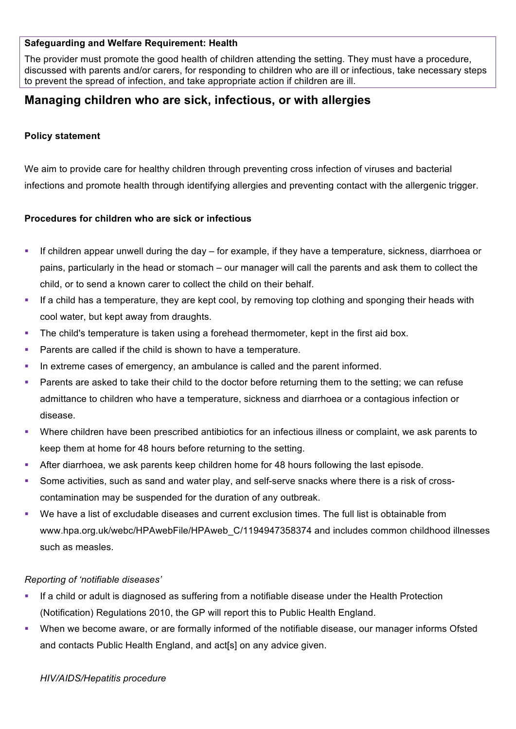**Safeguarding and Welfare Requirement: Health**

The provider must promote the good health of children attending the setting. They must have a procedure, discussed with parents and/or carers, for responding to children who are ill or infectious, take necessary steps to prevent the spread of infection, and take appropriate action if children are ill.

## Managing children who are sick, infectious, or with allergies

**Policy statement**

We aim to provide care for healthy children through preventing cross infection of viruses and bacterial infections and promote health through identifying allergies and preventing contact with the allergenic trigger.

**Procedures for children who are sick or infectious**

- If children appear unwell during the day – for example, if they have a temperature, sickness, diarrhoea or pains, particularly in the head or stomach – our manager will call the parents and ask them to collect the child, or to send a known carer to collect the child on their behalf.
- If a child has a temperature, they are kept cool, by removing top clothing and sponging their heads with cool water, but kept away from draughts.
- The child's temperature is taken using a forehead thermometer, kept in the first aid box.
- Parents are called if the child is shown to have a temperature.
- In extreme cases of emergency, an ambulance is called and the parent informed.
- Parents are asked to take their child to the doctor before returning them to the setting; we can refuse admittance to children who have a temperature, sickness and diarrhoea or a contagious infection or disease.
- Where children have been prescribed antibiotics for an infectious illness or complaint, we ask parents to keep them at home for 48 hours before returning to the setting.
- After diarrhoea, we ask parents keep children home for 48 hours following the last episode.
- Some activities, such as sand and water play, and self-serve snacks where there is a risk of cross-contamination may be suspended for the duration of any outbreak.
- We have a list of excludable diseases and current exclusion times. The full list is obtainable from www.hpa.org.uk/webc/HPAwebFile/HPAweb_C/1194947358374 and includes common childhood illnesses such as measles.

*Reporting of 'notifiable diseases'*

- If a child or adult is diagnosed as suffering from a notifiable disease under the Health Protection (Notification) Regulations 2010, the GP will report this to Public Health England.
- When we become aware, or are formally informed of the notifiable disease, our manager informs Ofsted and contacts Public Health England, and act[s] on any advice given.

*HIV/AIDS/Hepatitis procedure*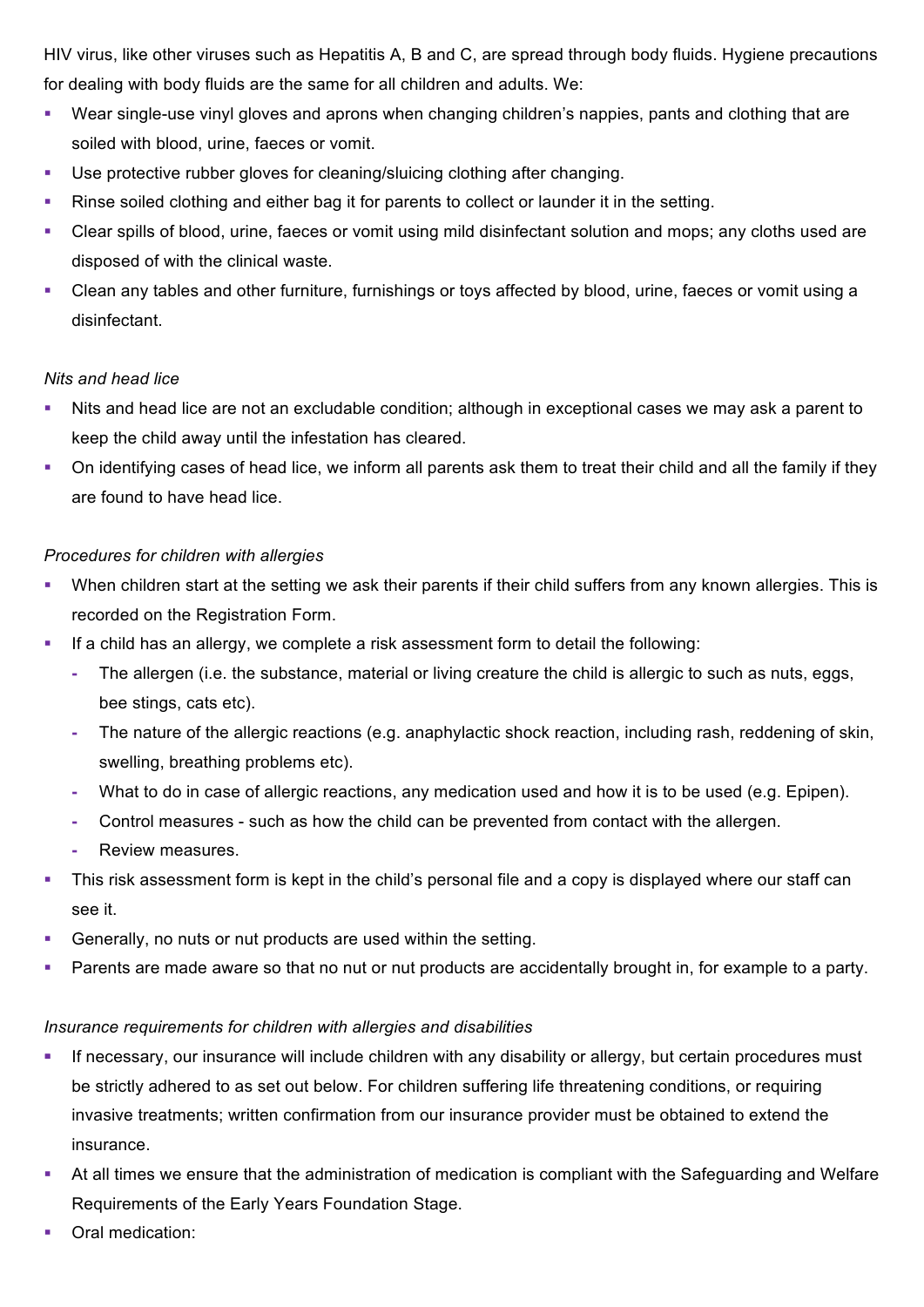HIV virus, like other viruses such as Hepatitis A, B and C, are spread through body fluids. Hygiene precautions for dealing with body fluids are the same for all children and adults. We:

- Wear single-use vinyl gloves and aprons when changing children's nappies, pants and clothing that are soiled with blood, urine, faeces or vomit.
- Use protective rubber gloves for cleaning/sluicing clothing after changing.
- Rinse soiled clothing and either bag it for parents to collect or launder it in the setting.
- Clear spills of blood, urine, faeces or vomit using mild disinfectant solution and mops; any cloths used are disposed of with the clinical waste.
- Clean any tables and other furniture, furnishings or toys affected by blood, urine, faeces or vomit using a disinfectant.

*Nits and head lice*

- Nits and head lice are not an excludable condition; although in exceptional cases we may ask a parent to keep the child away until the infestation has cleared.
- On identifying cases of head lice, we inform all parents ask them to treat their child and all the family if they are found to have head lice.

*Procedures for children with allergies*

- When children start at the setting we ask their parents if their child suffers from any known allergies. This is recorded on the Registration Form.
- If a child has an allergy, we complete a risk assessment form to detail the following:
  - The allergen (i.e. the substance, material or living creature the child is allergic to such as nuts, eggs, bee stings, cats etc).
  - The nature of the allergic reactions (e.g. anaphylactic shock reaction, including rash, reddening of skin, swelling, breathing problems etc).
  - What to do in case of allergic reactions, any medication used and how it is to be used (e.g. Epipen).
  - Control measures - such as how the child can be prevented from contact with the allergen.
  - Review measures.
- This risk assessment form is kept in the child's personal file and a copy is displayed where our staff can see it.
- Generally, no nuts or nut products are used within the setting.
- Parents are made aware so that no nut or nut products are accidentally brought in, for example to a party.

*Insurance requirements for children with allergies and disabilities*

- If necessary, our insurance will include children with any disability or allergy, but certain procedures must be strictly adhered to as set out below. For children suffering life threatening conditions, or requiring invasive treatments; written confirmation from our insurance provider must be obtained to extend the insurance.
- At all times we ensure that the administration of medication is compliant with the Safeguarding and Welfare Requirements of the Early Years Foundation Stage.
- Oral medication: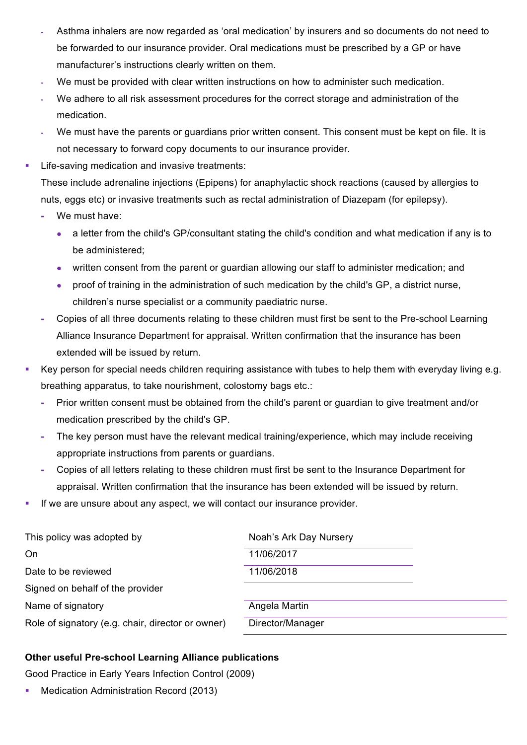- Asthma inhalers are now regarded as 'oral medication' by insurers and so documents do not need to be forwarded to our insurance provider. Oral medications must be prescribed by a GP or have manufacturer's instructions clearly written on them.
  - We must be provided with clear written instructions on how to administer such medication.
  - We adhere to all risk assessment procedures for the correct storage and administration of the medication.
  - We must have the parents or guardians prior written consent. This consent must be kept on file. It is not necessary to forward copy documents to our insurance provider.
- Life-saving medication and invasive treatments:
  These include adrenaline injections (Epipens) for anaphylactic shock reactions (caused by allergies to nuts, eggs etc) or invasive treatments such as rectal administration of Diazepam (for epilepsy).
  - We must have:
    - a letter from the child's GP/consultant stating the child's condition and what medication if any is to be administered;
    - written consent from the parent or guardian allowing our staff to administer medication; and
    - proof of training in the administration of such medication by the child's GP, a district nurse, children's nurse specialist or a community paediatric nurse.
  - Copies of all three documents relating to these children must first be sent to the Pre-school Learning Alliance Insurance Department for appraisal. Written confirmation that the insurance has been extended will be issued by return.
- Key person for special needs children requiring assistance with tubes to help them with everyday living e.g. breathing apparatus, to take nourishment, colostomy bags etc.:
  - Prior written consent must be obtained from the child's parent or guardian to give treatment and/or medication prescribed by the child's GP.
  - The key person must have the relevant medical training/experience, which may include receiving appropriate instructions from parents or guardians.
  - Copies of all letters relating to these children must first be sent to the Insurance Department for appraisal. Written confirmation that the insurance has been extended will be issued by return.
- If we are unsure about any aspect, we will contact our insurance provider.

| | |
|---|---|
| This policy was adopted by | Noah's Ark Day Nursery |
| On | 11/06/2017 |
| Date to be reviewed | 11/06/2018 |
| Signed on behalf of the provider | |
| Name of signatory | Angela Martin |
| Role of signatory (e.g. chair, director or owner) | Director/Manager |

**Other useful Pre-school Learning Alliance publications**

Good Practice in Early Years Infection Control (2009)

- Medication Administration Record (2013)